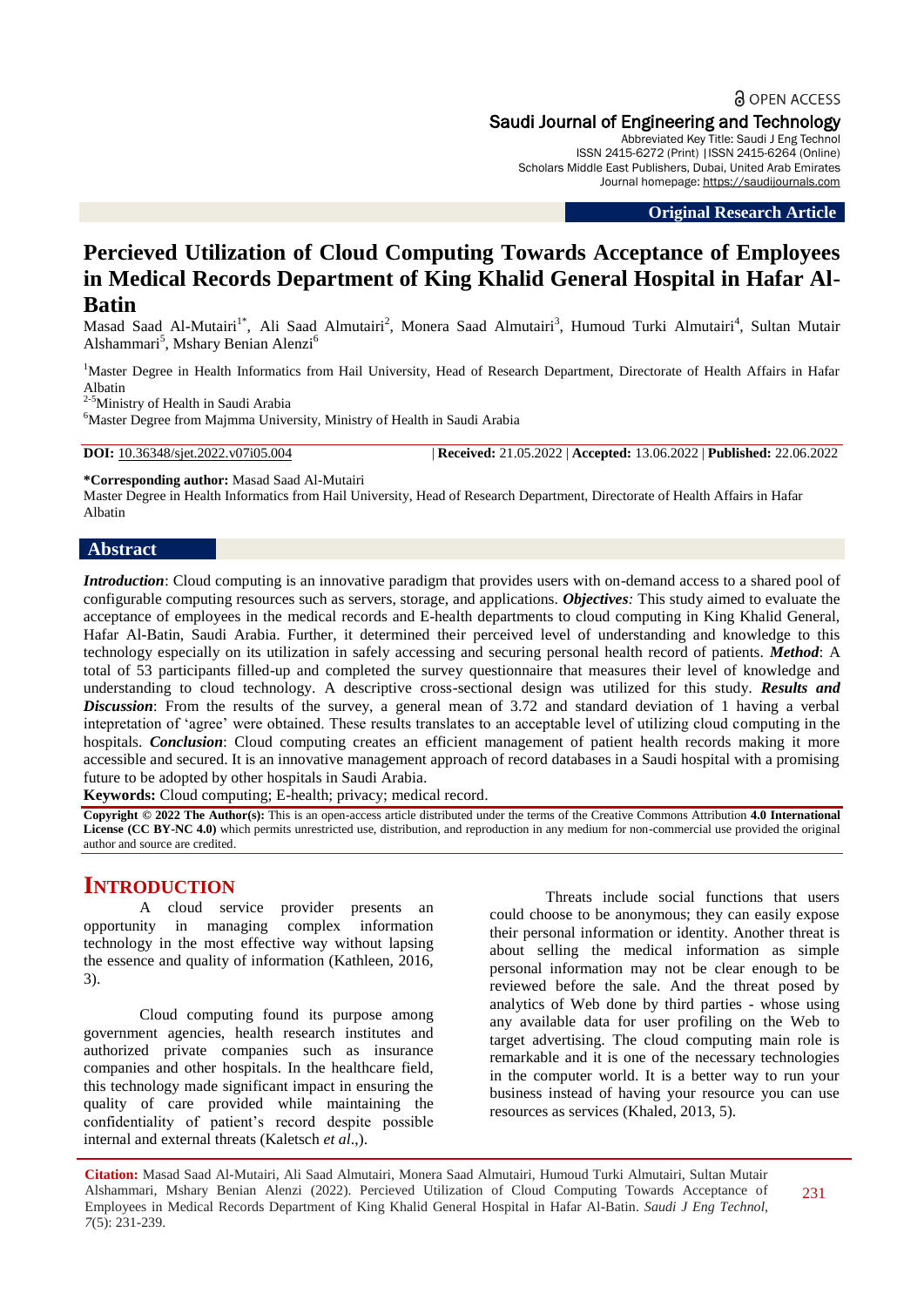# Percieved Utilization of Cloud Computing Towards Acceptance of Employees in Medical Records Department of King Khalid General Hospital in Hafar Al-Batin

Masad Saad Al-Mutairi[1*], Ali Saad Almutairi[2], Monera Saad Almutairi[3], Humoud Turki Almutairi[4], Sultan Mutair Alshammari[5], Mshary Benian Alenzi[6]

[1]Master Degree in Health Informatics from Hail University, Head of Research Department, Directorate of Health Affairs in Hafar Albatin

[2-5]Ministry of Health in Saudi Arabia

[6]Master Degree from Majmma University, Ministry of Health in Saudi Arabia

**DOI:** 10.36348/sjet.2022.v07i05.004 | **Received:** 21.05.2022 | **Accepted:** 13.06.2022 | **Published:** 22.06.2022

**\*Corresponding author:** Masad Saad Al-Mutairi
Master Degree in Health Informatics from Hail University, Head of Research Department, Directorate of Health Affairs in Hafar Albatin

## Abstract

***Introduction***: Cloud computing is an innovative paradigm that provides users with on-demand access to a shared pool of configurable computing resources such as servers, storage, and applications. ***Objectives**:* This study aimed to evaluate the acceptance of employees in the medical records and E-health departments to cloud computing in King Khalid General, Hafar Al-Batin, Saudi Arabia. Further, it determined their perceived level of understanding and knowledge to this technology especially on its utilization in safely accessing and securing personal health record of patients. ***Method***: A total of 53 participants filled-up and completed the survey questionnaire that measures their level of knowledge and understanding to cloud technology. A descriptive cross-sectional design was utilized for this study. ***Results and Discussion***: From the results of the survey, a general mean of 3.72 and standard deviation of 1 having a verbal intepretation of 'agree' were obtained. These results translates to an acceptable level of utilizing cloud computing in the hospitals. ***Conclusion***: Cloud computing creates an efficient management of patient health records making it more accessible and secured. It is an innovative management approach of record databases in a Saudi hospital with a promising future to be adopted by other hospitals in Saudi Arabia.

**Keywords:** Cloud computing; E-health; privacy; medical record.

**Copyright © 2022 The Author(s):** This is an open-access article distributed under the terms of the Creative Commons Attribution **4.0 International License (CC BY-NC 4.0)** which permits unrestricted use, distribution, and reproduction in any medium for non-commercial use provided the original author and source are credited.

## INTRODUCTION

A cloud service provider presents an opportunity in managing complex information technology in the most effective way without lapsing the essence and quality of information (Kathleen, 2016, 3).

Cloud computing found its purpose among government agencies, health research institutes and authorized private companies such as insurance companies and other hospitals. In the healthcare field, this technology made significant impact in ensuring the quality of care provided while maintaining the confidentiality of patient's record despite possible internal and external threats (Kaletsch *et al*.,).

Threats include social functions that users could choose to be anonymous; they can easily expose their personal information or identity. Another threat is about selling the medical information as simple personal information may not be clear enough to be reviewed before the sale. And the threat posed by analytics of Web done by third parties - whose using any available data for user profiling on the Web to target advertising. The cloud computing main role is remarkable and it is one of the necessary technologies in the computer world. It is a better way to run your business instead of having your resource you can use resources as services (Khaled, 2013, 5).

**Citation:** Masad Saad Al-Mutairi, Ali Saad Almutairi, Monera Saad Almutairi, Humoud Turki Almutairi, Sultan Mutair Alshammari, Mshary Benian Alenzi (2022). Percieved Utilization of Cloud Computing Towards Acceptance of Employees in Medical Records Department of King Khalid General Hospital in Hafar Al-Batin. *Saudi J Eng Technol, 7*(5): 231-239.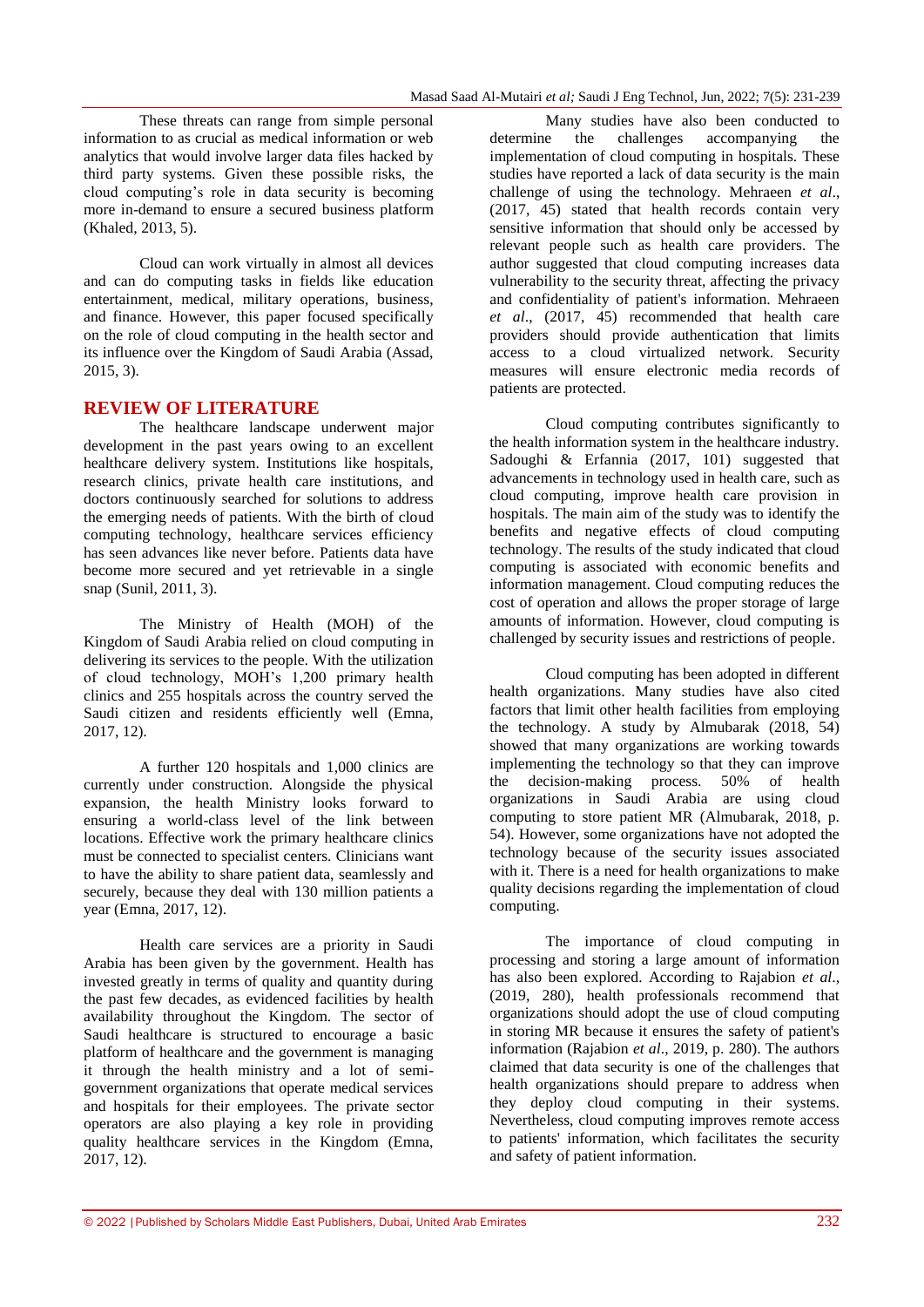These threats can range from simple personal information to as crucial as medical information or web analytics that would involve larger data files hacked by third party systems. Given these possible risks, the cloud computing's role in data security is becoming more in-demand to ensure a secured business platform (Khaled, 2013, 5).

Cloud can work virtually in almost all devices and can do computing tasks in fields like education entertainment, medical, military operations, business, and finance. However, this paper focused specifically on the role of cloud computing in the health sector and its influence over the Kingdom of Saudi Arabia (Assad, 2015, 3).

## REVIEW OF LITERATURE

The healthcare landscape underwent major development in the past years owing to an excellent healthcare delivery system. Institutions like hospitals, research clinics, private health care institutions, and doctors continuously searched for solutions to address the emerging needs of patients. With the birth of cloud computing technology, healthcare services efficiency has seen advances like never before. Patients data have become more secured and yet retrievable in a single snap (Sunil, 2011, 3).

The Ministry of Health (MOH) of the Kingdom of Saudi Arabia relied on cloud computing in delivering its services to the people. With the utilization of cloud technology, MOH's 1,200 primary health clinics and 255 hospitals across the country served the Saudi citizen and residents efficiently well (Emna, 2017, 12).

A further 120 hospitals and 1,000 clinics are currently under construction. Alongside the physical expansion, the health Ministry looks forward to ensuring a world-class level of the link between locations. Effective work the primary healthcare clinics must be connected to specialist centers. Clinicians want to have the ability to share patient data, seamlessly and securely, because they deal with 130 million patients a year (Emna, 2017, 12).

Health care services are a priority in Saudi Arabia has been given by the government. Health has invested greatly in terms of quality and quantity during the past few decades, as evidenced facilities by health availability throughout the Kingdom. The sector of Saudi healthcare is structured to encourage a basic platform of healthcare and the government is managing it through the health ministry and a lot of semi-government organizations that operate medical services and hospitals for their employees. The private sector operators are also playing a key role in providing quality healthcare services in the Kingdom (Emna, 2017, 12).

Many studies have also been conducted to determine the challenges accompanying the implementation of cloud computing in hospitals. These studies have reported a lack of data security is the main challenge of using the technology. Mehraeen *et al*., (2017, 45) stated that health records contain very sensitive information that should only be accessed by relevant people such as health care providers. The author suggested that cloud computing increases data vulnerability to the security threat, affecting the privacy and confidentiality of patient's information. Mehraeen *et al*., (2017, 45) recommended that health care providers should provide authentication that limits access to a cloud virtualized network. Security measures will ensure electronic media records of patients are protected.

Cloud computing contributes significantly to the health information system in the healthcare industry. Sadoughi & Erfannia (2017, 101) suggested that advancements in technology used in health care, such as cloud computing, improve health care provision in hospitals. The main aim of the study was to identify the benefits and negative effects of cloud computing technology. The results of the study indicated that cloud computing is associated with economic benefits and information management. Cloud computing reduces the cost of operation and allows the proper storage of large amounts of information. However, cloud computing is challenged by security issues and restrictions of people.

Cloud computing has been adopted in different health organizations. Many studies have also cited factors that limit other health facilities from employing the technology. A study by Almubarak (2018, 54) showed that many organizations are working towards implementing the technology so that they can improve the decision-making process. 50% of health organizations in Saudi Arabia are using cloud computing to store patient MR (Almubarak, 2018, p. 54). However, some organizations have not adopted the technology because of the security issues associated with it. There is a need for health organizations to make quality decisions regarding the implementation of cloud computing.

The importance of cloud computing in processing and storing a large amount of information has also been explored. According to Rajabion *et al*., (2019, 280), health professionals recommend that organizations should adopt the use of cloud computing in storing MR because it ensures the safety of patient's information (Rajabion *et al*., 2019, p. 280). The authors claimed that data security is one of the challenges that health organizations should prepare to address when they deploy cloud computing in their systems. Nevertheless, cloud computing improves remote access to patients' information, which facilitates the security and safety of patient information.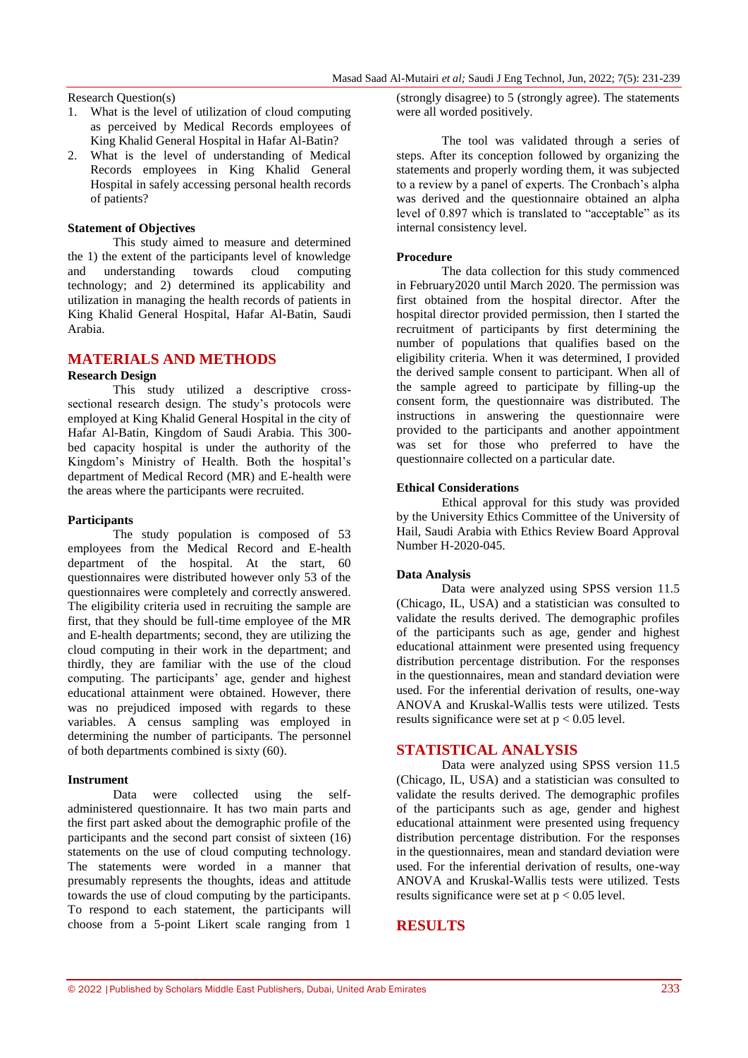Research Question(s)

1. What is the level of utilization of cloud computing as perceived by Medical Records employees of King Khalid General Hospital in Hafar Al-Batin?
2. What is the level of understanding of Medical Records employees in King Khalid General Hospital in safely accessing personal health records of patients?

**Statement of Objectives**

This study aimed to measure and determined the 1) the extent of the participants level of knowledge and understanding towards cloud computing technology; and 2) determined its applicability and utilization in managing the health records of patients in King Khalid General Hospital, Hafar Al-Batin, Saudi Arabia.

## MATERIALS AND METHODS

**Research Design**

This study utilized a descriptive cross-sectional research design. The study's protocols were employed at King Khalid General Hospital in the city of Hafar Al-Batin, Kingdom of Saudi Arabia. This 300-bed capacity hospital is under the authority of the Kingdom's Ministry of Health. Both the hospital's department of Medical Record (MR) and E-health were the areas where the participants were recruited.

**Participants**

The study population is composed of 53 employees from the Medical Record and E-health department of the hospital. At the start, 60 questionnaires were distributed however only 53 of the questionnaires were completely and correctly answered. The eligibility criteria used in recruiting the sample are first, that they should be full-time employee of the MR and E-health departments; second, they are utilizing the cloud computing in their work in the department; and thirdly, they are familiar with the use of the cloud computing. The participants' age, gender and highest educational attainment were obtained. However, there was no prejudiced imposed with regards to these variables. A census sampling was employed in determining the number of participants. The personnel of both departments combined is sixty (60).

**Instrument**

Data were collected using the self-administered questionnaire. It has two main parts and the first part asked about the demographic profile of the participants and the second part consist of sixteen (16) statements on the use of cloud computing technology. The statements were worded in a manner that presumably represents the thoughts, ideas and attitude towards the use of cloud computing by the participants. To respond to each statement, the participants will choose from a 5-point Likert scale ranging from 1 (strongly disagree) to 5 (strongly agree). The statements were all worded positively.

The tool was validated through a series of steps. After its conception followed by organizing the statements and properly wording them, it was subjected to a review by a panel of experts. The Cronbach's alpha was derived and the questionnaire obtained an alpha level of 0.897 which is translated to "acceptable" as its internal consistency level.

**Procedure**

The data collection for this study commenced in February2020 until March 2020. The permission was first obtained from the hospital director. After the hospital director provided permission, then I started the recruitment of participants by first determining the number of populations that qualifies based on the eligibility criteria. When it was determined, I provided the derived sample consent to participant. When all of the sample agreed to participate by filling-up the consent form, the questionnaire was distributed. The instructions in answering the questionnaire were provided to the participants and another appointment was set for those who preferred to have the questionnaire collected on a particular date.

**Ethical Considerations**

Ethical approval for this study was provided by the University Ethics Committee of the University of Hail, Saudi Arabia with Ethics Review Board Approval Number H-2020-045.

**Data Analysis**

Data were analyzed using SPSS version 11.5 (Chicago, IL, USA) and a statistician was consulted to validate the results derived. The demographic profiles of the participants such as age, gender and highest educational attainment were presented using frequency distribution percentage distribution. For the responses in the questionnaires, mean and standard deviation were used. For the inferential derivation of results, one-way ANOVA and Kruskal-Wallis tests were utilized. Tests results significance were set at $p < 0.05$ level.

## STATISTICAL ANALYSIS

Data were analyzed using SPSS version 11.5 (Chicago, IL, USA) and a statistician was consulted to validate the results derived. The demographic profiles of the participants such as age, gender and highest educational attainment were presented using frequency distribution percentage distribution. For the responses in the questionnaires, mean and standard deviation were used. For the inferential derivation of results, one-way ANOVA and Kruskal-Wallis tests were utilized. Tests results significance were set at $p < 0.05$ level.

## RESULTS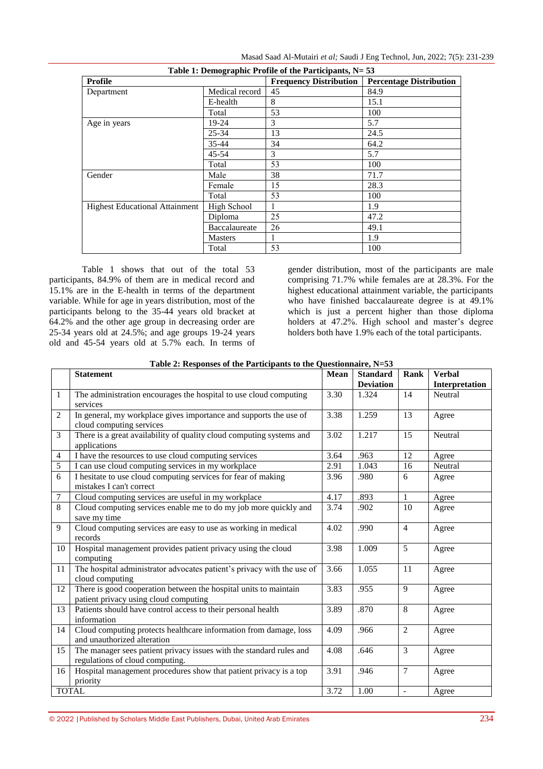**Table 1: Demographic Profile of the Participants, N= 53**

| Profile | | Frequency Distribution | Percentage Distribution |
|---|---|---|---|
| Department | Medical record | 45 | 84.9 |
| | E-health | 8 | 15.1 |
| | Total | 53 | 100 |
| Age in years | 19-24 | 3 | 5.7 |
| | 25-34 | 13 | 24.5 |
| | 35-44 | 34 | 64.2 |
| | 45-54 | 3 | 5.7 |
| | Total | 53 | 100 |
| Gender | Male | 38 | 71.7 |
| | Female | 15 | 28.3 |
| | Total | 53 | 100 |
| Highest Educational Attainment | High School | 1 | 1.9 |
| | Diploma | 25 | 47.2 |
| | Baccalaureate | 26 | 49.1 |
| | Masters | 1 | 1.9 |
| | Total | 53 | 100 |

Table 1 shows that out of the total 53 participants, 84.9% of them are in medical record and 15.1% are in the E-health in terms of the department variable. While for age in years distribution, most of the participants belong to the 35-44 years old bracket at 64.2% and the other age group in decreasing order are 25-34 years old at 24.5%; and age groups 19-24 years old and 45-54 years old at 5.7% each. In terms of gender distribution, most of the participants are male comprising 71.7% while females are at 28.3%. For the highest educational attainment variable, the participants who have finished baccalaureate degree is at 49.1% which is just a percent higher than those diploma holders at 47.2%. High school and master's degree holders both have 1.9% each of the total participants.

**Table 2: Responses of the Participants to the Questionnaire, N=53**

| | Statement | Mean | Standard Deviation | Rank | Verbal Interpretation |
|---|---|---|---|---|---|
| 1 | The administration encourages the hospital to use cloud computing services | 3.30 | 1.324 | 14 | Neutral |
| 2 | In general, my workplace gives importance and supports the use of cloud computing services | 3.38 | 1.259 | 13 | Agree |
| 3 | There is a great availability of quality cloud computing systems and applications | 3.02 | 1.217 | 15 | Neutral |
| 4 | I have the resources to use cloud computing services | 3.64 | .963 | 12 | Agree |
| 5 | I can use cloud computing services in my workplace | 2.91 | 1.043 | 16 | Neutral |
| 6 | I hesitate to use cloud computing services for fear of making mistakes I can't correct | 3.96 | .980 | 6 | Agree |
| 7 | Cloud computing services are useful in my workplace | 4.17 | .893 | 1 | Agree |
| 8 | Cloud computing services enable me to do my job more quickly and save my time | 3.74 | .902 | 10 | Agree |
| 9 | Cloud computing services are easy to use as working in medical records | 4.02 | .990 | 4 | Agree |
| 10 | Hospital management provides patient privacy using the cloud computing | 3.98 | 1.009 | 5 | Agree |
| 11 | The hospital administrator advocates patient's privacy with the use of cloud computing | 3.66 | 1.055 | 11 | Agree |
| 12 | There is good cooperation between the hospital units to maintain patient privacy using cloud computing | 3.83 | .955 | 9 | Agree |
| 13 | Patients should have control access to their personal health information | 3.89 | .870 | 8 | Agree |
| 14 | Cloud computing protects healthcare information from damage, loss and unauthorized alteration | 4.09 | .966 | 2 | Agree |
| 15 | The manager sees patient privacy issues with the standard rules and regulations of cloud computing. | 4.08 | .646 | 3 | Agree |
| 16 | Hospital management procedures show that patient privacy is a top priority | 3.91 | .946 | 7 | Agree |
| TOTAL | | 3.72 | 1.00 | - | Agree |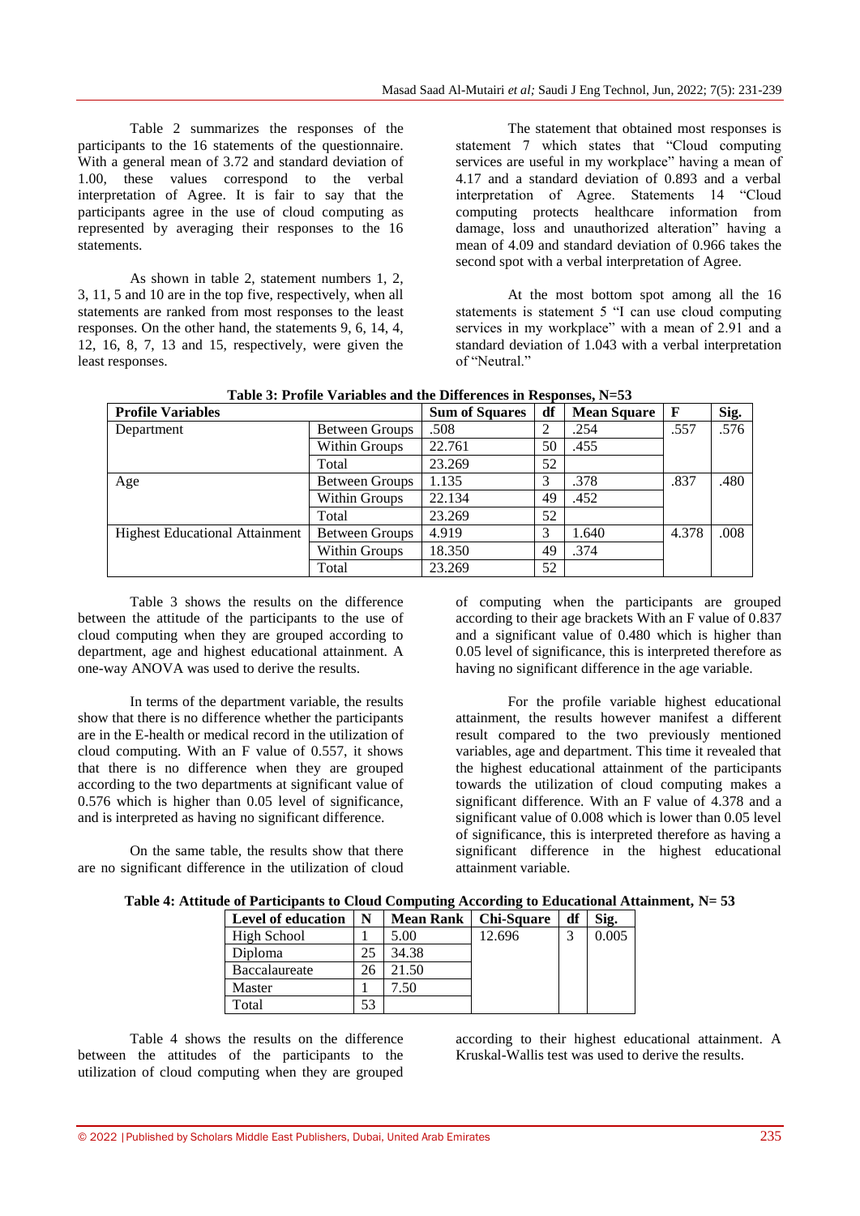Table 2 summarizes the responses of the participants to the 16 statements of the questionnaire. With a general mean of 3.72 and standard deviation of 1.00, these values correspond to the verbal interpretation of Agree. It is fair to say that the participants agree in the use of cloud computing as represented by averaging their responses to the 16 statements.

As shown in table 2, statement numbers 1, 2, 3, 11, 5 and 10 are in the top five, respectively, when all statements are ranked from most responses to the least responses. On the other hand, the statements 9, 6, 14, 4, 12, 16, 8, 7, 13 and 15, respectively, were given the least responses.

The statement that obtained most responses is statement 7 which states that "Cloud computing services are useful in my workplace" having a mean of 4.17 and a standard deviation of 0.893 and a verbal interpretation of Agree. Statements 14 "Cloud computing protects healthcare information from damage, loss and unauthorized alteration" having a mean of 4.09 and standard deviation of 0.966 takes the second spot with a verbal interpretation of Agree.

At the most bottom spot among all the 16 statements is statement 5 "I can use cloud computing services in my workplace" with a mean of 2.91 and a standard deviation of 1.043 with a verbal interpretation of "Neutral."

**Table 3: Profile Variables and the Differences in Responses, N=53**

| Profile Variables | | Sum of Squares | df | Mean Square | F | Sig. |
|---|---|---|---|---|---|---|
| Department | Between Groups | .508 | 2 | .254 | .557 | .576 |
| | Within Groups | 22.761 | 50 | .455 | | |
| | Total | 23.269 | 52 | | | |
| Age | Between Groups | 1.135 | 3 | .378 | .837 | .480 |
| | Within Groups | 22.134 | 49 | .452 | | |
| | Total | 23.269 | 52 | | | |
| Highest Educational Attainment | Between Groups | 4.919 | 3 | 1.640 | 4.378 | .008 |
| | Within Groups | 18.350 | 49 | .374 | | |
| | Total | 23.269 | 52 | | | |

Table 3 shows the results on the difference between the attitude of the participants to the use of cloud computing when they are grouped according to department, age and highest educational attainment. A one-way ANOVA was used to derive the results.

In terms of the department variable, the results show that there is no difference whether the participants are in the E-health or medical record in the utilization of cloud computing. With an F value of 0.557, it shows that there is no difference when they are grouped according to the two departments at significant value of 0.576 which is higher than 0.05 level of significance, and is interpreted as having no significant difference.

On the same table, the results show that there are no significant difference in the utilization of cloud of computing when the participants are grouped according to their age brackets With an F value of 0.837 and a significant value of 0.480 which is higher than 0.05 level of significance, this is interpreted therefore as having no significant difference in the age variable.

For the profile variable highest educational attainment, the results however manifest a different result compared to the two previously mentioned variables, age and department. This time it revealed that the highest educational attainment of the participants towards the utilization of cloud computing makes a significant difference. With an F value of 4.378 and a significant value of 0.008 which is lower than 0.05 level of significance, this is interpreted therefore as having a significant difference in the highest educational attainment variable.

**Table 4: Attitude of Participants to Cloud Computing According to Educational Attainment, N= 53**

| Level of education | N | Mean Rank | Chi-Square | df | Sig. |
|---|---|---|---|---|---|
| High School | 1 | 5.00 | 12.696 | 3 | 0.005 |
| Diploma | 25 | 34.38 | | | |
| Baccalaureate | 26 | 21.50 | | | |
| Master | 1 | 7.50 | | | |
| Total | 53 | | | | |

Table 4 shows the results on the difference between the attitudes of the participants to the utilization of cloud computing when they are grouped according to their highest educational attainment. A Kruskal-Wallis test was used to derive the results.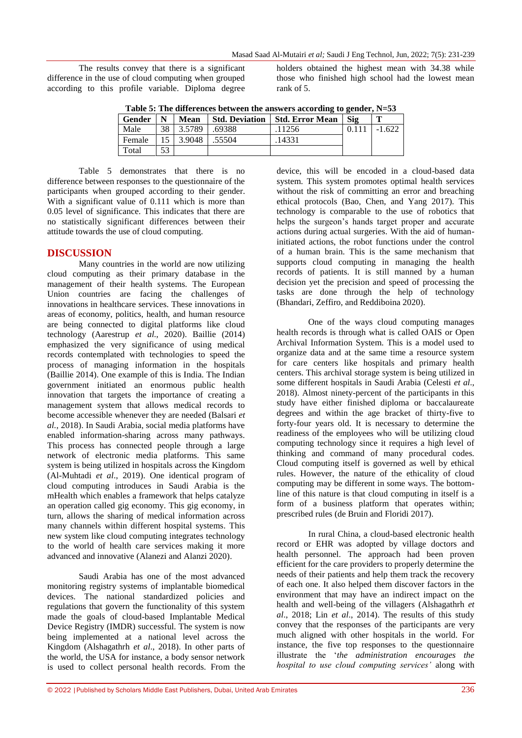The results convey that there is a significant difference in the use of cloud computing when grouped according to this profile variable. Diploma degree holders obtained the highest mean with 34.38 while those who finished high school had the lowest mean rank of 5.

**Table 5: The differences between the answers according to gender, N=53**

| Gender | N | Mean | Std. Deviation | Std. Error Mean | Sig | T |
|---|---|---|---|---|---|---|
| Male | 38 | 3.5789 | .69388 | .11256 | 0.111 | -1.622 |
| Female | 15 | 3.9048 | .55504 | .14331 | | |
| Total | 53 | | | | | |

Table 5 demonstrates that there is no difference between responses to the questionnaire of the participants when grouped according to their gender. With a significant value of 0.111 which is more than 0.05 level of significance. This indicates that there are no statistically significant differences between their attitude towards the use of cloud computing.

## DISCUSSION

Many countries in the world are now utilizing cloud computing as their primary database in the management of their health systems. The European Union countries are facing the challenges of innovations in healthcare services. These innovations in areas of economy, politics, health, and human resource are being connected to digital platforms like cloud technology (Aarestrup *et al.*, 2020). Baillie (2014) emphasized the very significance of using medical records contemplated with technologies to speed the process of managing information in the hospitals (Baillie 2014). One example of this is India. The Indian government initiated an enormous public health innovation that targets the importance of creating a management system that allows medical records to become accessible whenever they are needed (Balsari *et al.*, 2018). In Saudi Arabia, social media platforms have enabled information-sharing across many pathways. This process has connected people through a large network of electronic media platforms. This same system is being utilized in hospitals across the Kingdom (Al-Muhtadi *et al*., 2019). One identical program of cloud computing introduces in Saudi Arabia is the mHealth which enables a framework that helps catalyze an operation called gig economy. This gig economy, in turn, allows the sharing of medical information across many channels within different hospital systems. This new system like cloud computing integrates technology to the world of health care services making it more advanced and innovative (Alanezi and Alanzi 2020).

Saudi Arabia has one of the most advanced monitoring registry systems of implantable biomedical devices. The national standardized policies and regulations that govern the functionality of this system made the goals of cloud-based Implantable Medical Device Registry (IMDR) successful. The system is now being implemented at a national level across the Kingdom (Alshagathrh *et al*., 2018). In other parts of the world, the USA for instance, a body sensor network is used to collect personal health records. From the device, this will be encoded in a cloud-based data system. This system promotes optimal health services without the risk of committing an error and breaching ethical protocols (Bao, Chen, and Yang 2017). This technology is comparable to the use of robotics that helps the surgeon's hands target proper and accurate actions during actual surgeries. With the aid of human-initiated actions, the robot functions under the control of a human brain. This is the same mechanism that supports cloud computing in managing the health records of patients. It is still manned by a human decision yet the precision and speed of processing the tasks are done through the help of technology (Bhandari, Zeffiro, and Reddiboina 2020).

One of the ways cloud computing manages health records is through what is called OAIS or Open Archival Information System. This is a model used to organize data and at the same time a resource system for care centers like hospitals and primary health centers. This archival storage system is being utilized in some different hospitals in Saudi Arabia (Celesti *et al.*, 2018). Almost ninety-percent of the participants in this study have either finished diploma or baccalaureate degrees and within the age bracket of thirty-five to forty-four years old. It is necessary to determine the readiness of the employees who will be utilizing cloud computing technology since it requires a high level of thinking and command of many procedural codes. Cloud computing itself is governed as well by ethical rules. However, the nature of the ethicality of cloud computing may be different in some ways. The bottom-line of this nature is that cloud computing in itself is a form of a business platform that operates within; prescribed rules (de Bruin and Floridi 2017).

In rural China, a cloud-based electronic health record or EHR was adopted by village doctors and health personnel. The approach had been proven efficient for the care providers to properly determine the needs of their patients and help them track the recovery of each one. It also helped them discover factors in the environment that may have an indirect impact on the health and well-being of the villagers (Alshagathrh *et al*., 2018; Lin *et al*., 2014). The results of this study convey that the responses of the participants are very much aligned with other hospitals in the world. For instance, the five top responses to the questionnaire illustrate the '*the administration encourages the hospital to use cloud computing services'* along with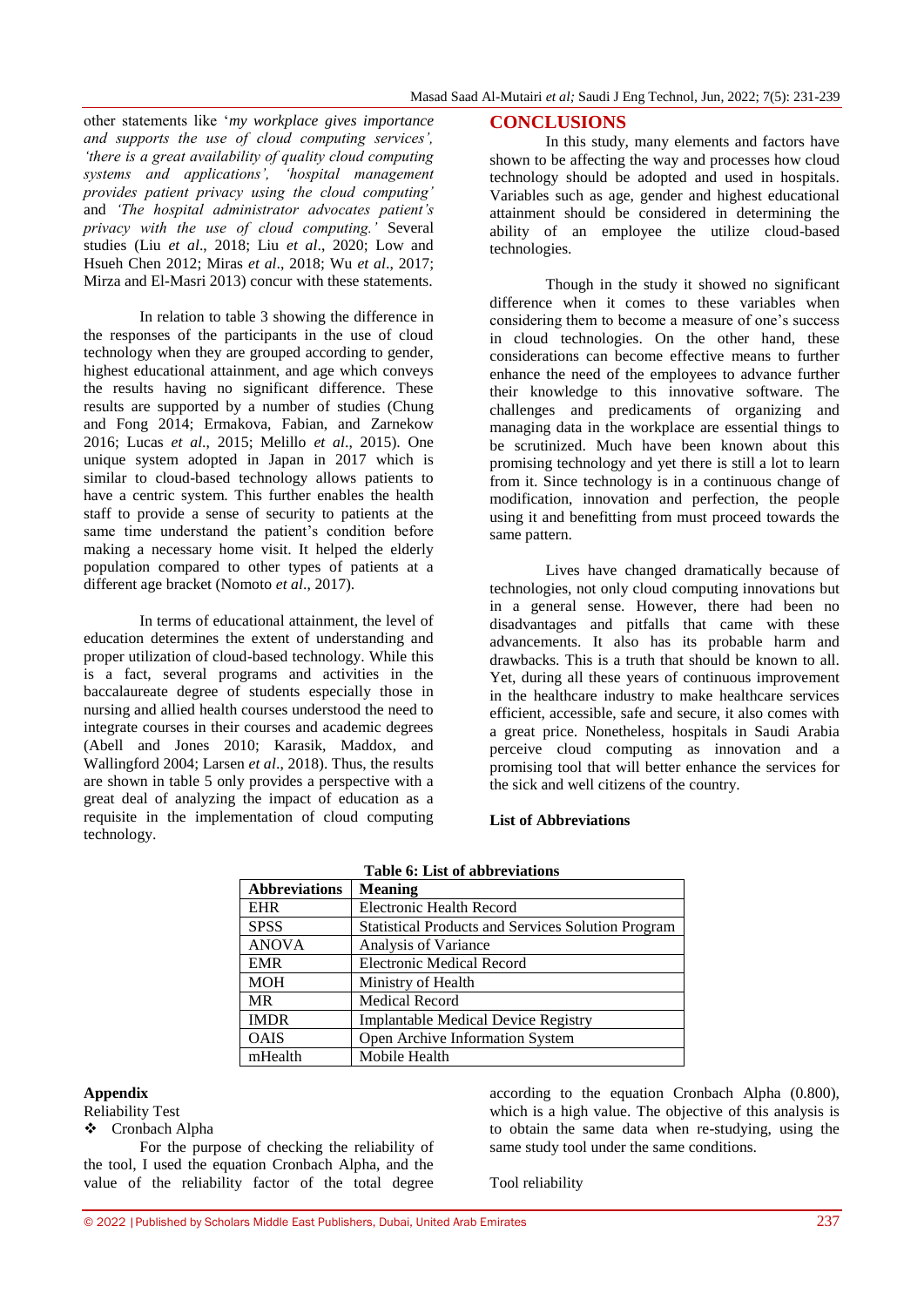other statements like '*my workplace gives importance and supports the use of cloud computing services', 'there is a great availability of quality cloud computing systems and applications', 'hospital management provides patient privacy using the cloud computing'* and *'The hospital administrator advocates patient's privacy with the use of cloud computing.'* Several studies (Liu *et al*., 2018; Liu *et al*., 2020; Low and Hsueh Chen 2012; Miras *et al*., 2018; Wu *et al*., 2017; Mirza and El-Masri 2013) concur with these statements.

In relation to table 3 showing the difference in the responses of the participants in the use of cloud technology when they are grouped according to gender, highest educational attainment, and age which conveys the results having no significant difference. These results are supported by a number of studies (Chung and Fong 2014; Ermakova, Fabian, and Zarnekow 2016; Lucas *et al*., 2015; Melillo *et al*., 2015). One unique system adopted in Japan in 2017 which is similar to cloud-based technology allows patients to have a centric system. This further enables the health staff to provide a sense of security to patients at the same time understand the patient's condition before making a necessary home visit. It helped the elderly population compared to other types of patients at a different age bracket (Nomoto *et al*., 2017).

In terms of educational attainment, the level of education determines the extent of understanding and proper utilization of cloud-based technology. While this is a fact, several programs and activities in the baccalaureate degree of students especially those in nursing and allied health courses understood the need to integrate courses in their courses and academic degrees (Abell and Jones 2010; Karasik, Maddox, and Wallingford 2004; Larsen *et al*., 2018). Thus, the results are shown in table 5 only provides a perspective with a great deal of analyzing the impact of education as a requisite in the implementation of cloud computing technology.

## CONCLUSIONS

In this study, many elements and factors have shown to be affecting the way and processes how cloud technology should be adopted and used in hospitals. Variables such as age, gender and highest educational attainment should be considered in determining the ability of an employee the utilize cloud-based technologies.

Though in the study it showed no significant difference when it comes to these variables when considering them to become a measure of one's success in cloud technologies. On the other hand, these considerations can become effective means to further enhance the need of the employees to advance further their knowledge to this innovative software. The challenges and predicaments of organizing and managing data in the workplace are essential things to be scrutinized. Much have been known about this promising technology and yet there is still a lot to learn from it. Since technology is in a continuous change of modification, innovation and perfection, the people using it and benefitting from must proceed towards the same pattern.

Lives have changed dramatically because of technologies, not only cloud computing innovations but in a general sense. However, there had been no disadvantages and pitfalls that came with these advancements. It also has its probable harm and drawbacks. This is a truth that should be known to all. Yet, during all these years of continuous improvement in the healthcare industry to make healthcare services efficient, accessible, safe and secure, it also comes with a great price. Nonetheless, hospitals in Saudi Arabia perceive cloud computing as innovation and a promising tool that will better enhance the services for the sick and well citizens of the country.

**List of Abbreviations**

**Table 6: List of abbreviations**

| Abbreviations | Meaning |
|---|---|
| EHR | Electronic Health Record |
| SPSS | Statistical Products and Services Solution Program |
| ANOVA | Analysis of Variance |
| EMR | Electronic Medical Record |
| MOH | Ministry of Health |
| MR | Medical Record |
| IMDR | Implantable Medical Device Registry |
| OAIS | Open Archive Information System |
| mHealth | Mobile Health |

**Appendix**

Reliability Test

❖ Cronbach Alpha

For the purpose of checking the reliability of the tool, I used the equation Cronbach Alpha, and the value of the reliability factor of the total degree according to the equation Cronbach Alpha (0.800), which is a high value. The objective of this analysis is to obtain the same data when re-studying, using the same study tool under the same conditions.

Tool reliability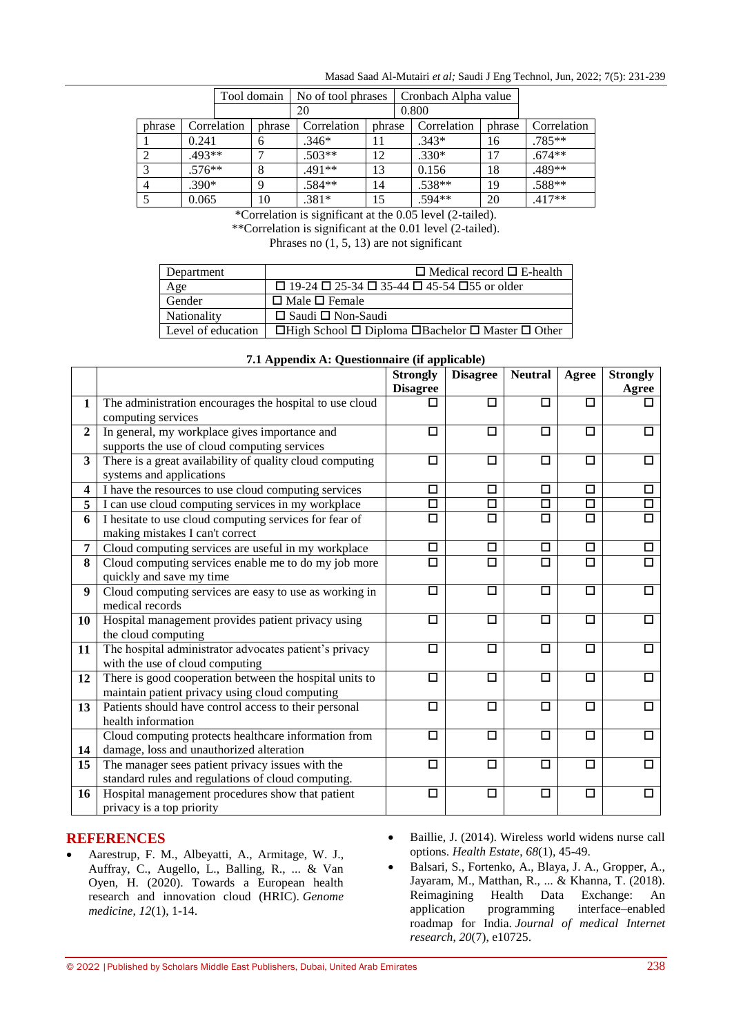| | Tool domain | | No of tool phrases | | Cronbach Alpha value | | |
|---|---|---|---|---|---|---|---|
| | | | 20 | | 0.800 | | |
| phrase | Correlation | phrase | Correlation | phrase | Correlation | phrase | Correlation |
| 1 | 0.241 | 6 | .346* | 11 | .343* | 16 | .785** |
| 2 | .493** | 7 | .503** | 12 | .330* | 17 | .674** |
| 3 | .576** | 8 | .491** | 13 | 0.156 | 18 | .489** |
| 4 | .390* | 9 | .584** | 14 | .538** | 19 | .588** |
| 5 | 0.065 | 10 | .381* | 15 | .594** | 20 | .417** |

*Correlation is significant at the 0.05 level (2-tailed).

**Correlation is significant at the 0.01 level (2-tailed).

Phrases no (1, 5, 13) are not significant

| Department | ☐ Medical record ☐ E-health |
|---|---|
| Age | ☐ 19-24 ☐ 25-34 ☐ 35-44 ☐ 45-54 ☐55 or older |
| Gender | ☐ Male ☐ Female |
| Nationality | ☐ Saudi ☐ Non-Saudi |
| Level of education | ☐High School ☐ Diploma ☐Bachelor ☐ Master ☐ Other |

### 7.1 Appendix A: Questionnaire (if applicable)

| | | Strongly Disagree | Disagree | Neutral | Agree | Strongly Agree |
|---|---|---|---|---|---|---|
| **1** | The administration encourages the hospital to use cloud computing services | ☐ | ☐ | ☐ | ☐ | ☐ |
| **2** | In general, my workplace gives importance and supports the use of cloud computing services | ☐ | ☐ | ☐ | ☐ | ☐ |
| **3** | There is a great availability of quality cloud computing systems and applications | ☐ | ☐ | ☐ | ☐ | ☐ |
| **4** | I have the resources to use cloud computing services | ☐ | ☐ | ☐ | ☐ | ☐ |
| **5** | I can use cloud computing services in my workplace | ☐ | ☐ | ☐ | ☐ | ☐ |
| **6** | I hesitate to use cloud computing services for fear of making mistakes I can't correct | ☐ | ☐ | ☐ | ☐ | ☐ |
| **7** | Cloud computing services are useful in my workplace | ☐ | ☐ | ☐ | ☐ | ☐ |
| **8** | Cloud computing services enable me to do my job more quickly and save my time | ☐ | ☐ | ☐ | ☐ | ☐ |
| **9** | Cloud computing services are easy to use as working in medical records | ☐ | ☐ | ☐ | ☐ | ☐ |
| **10** | Hospital management provides patient privacy using the cloud computing | ☐ | ☐ | ☐ | ☐ | ☐ |
| **11** | The hospital administrator advocates patient's privacy with the use of cloud computing | ☐ | ☐ | ☐ | ☐ | ☐ |
| **12** | There is good cooperation between the hospital units to maintain patient privacy using cloud computing | ☐ | ☐ | ☐ | ☐ | ☐ |
| **13** | Patients should have control access to their personal health information | ☐ | ☐ | ☐ | ☐ | ☐ |
| **14** | Cloud computing protects healthcare information from damage, loss and unauthorized alteration | ☐ | ☐ | ☐ | ☐ | ☐ |
| **15** | The manager sees patient privacy issues with the standard rules and regulations of cloud computing. | ☐ | ☐ | ☐ | ☐ | ☐ |
| **16** | Hospital management procedures show that patient privacy is a top priority | ☐ | ☐ | ☐ | ☐ | ☐ |

## REFERENCES

- Aarestrup, F. M., Albeyatti, A., Armitage, W. J., Auffray, C., Augello, L., Balling, R., ... & Van Oyen, H. (2020). Towards a European health research and innovation cloud (HRIC). *Genome medicine*, *12*(1), 1-14.
- Baillie, J. (2014). Wireless world widens nurse call options. *Health Estate*, *68*(1), 45-49.
- Balsari, S., Fortenko, A., Blaya, J. A., Gropper, A., Jayaram, M., Matthan, R., ... & Khanna, T. (2018). Reimagining Health Data Exchange: An application programming interface–enabled roadmap for India. *Journal of medical Internet research*, *20*(7), e10725.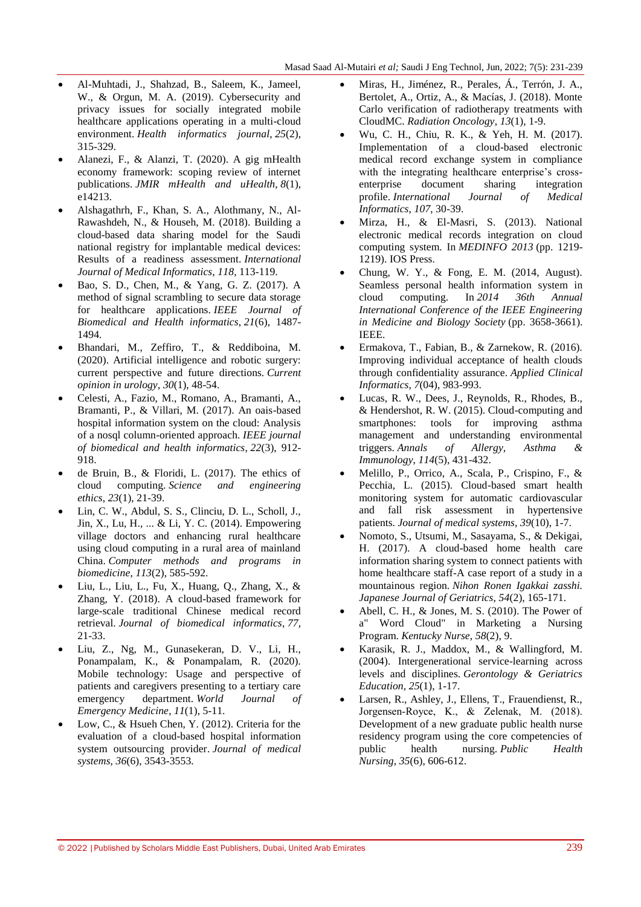- Al-Muhtadi, J., Shahzad, B., Saleem, K., Jameel, W., & Orgun, M. A. (2019). Cybersecurity and privacy issues for socially integrated mobile healthcare applications operating in a multi-cloud environment. *Health informatics journal*, *25*(2), 315-329.
- Alanezi, F., & Alanzi, T. (2020). A gig mHealth economy framework: scoping review of internet publications. *JMIR mHealth and uHealth*, *8*(1), e14213.
- Alshagathrh, F., Khan, S. A., Alothmany, N., Al-Rawashdeh, N., & Househ, M. (2018). Building a cloud-based data sharing model for the Saudi national registry for implantable medical devices: Results of a readiness assessment. *International Journal of Medical Informatics*, *118*, 113-119.
- Bao, S. D., Chen, M., & Yang, G. Z. (2017). A method of signal scrambling to secure data storage for healthcare applications. *IEEE Journal of Biomedical and Health informatics*, *21*(6), 1487-1494.
- Bhandari, M., Zeffiro, T., & Reddiboina, M. (2020). Artificial intelligence and robotic surgery: current perspective and future directions. *Current opinion in urology*, *30*(1), 48-54.
- Celesti, A., Fazio, M., Romano, A., Bramanti, A., Bramanti, P., & Villari, M. (2017). An oais-based hospital information system on the cloud: Analysis of a nosql column-oriented approach. *IEEE journal of biomedical and health informatics*, *22*(3), 912-918.
- de Bruin, B., & Floridi, L. (2017). The ethics of cloud computing. *Science and engineering ethics*, *23*(1), 21-39.
- Lin, C. W., Abdul, S. S., Clinciu, D. L., Scholl, J., Jin, X., Lu, H., ... & Li, Y. C. (2014). Empowering village doctors and enhancing rural healthcare using cloud computing in a rural area of mainland China. *Computer methods and programs in biomedicine*, *113*(2), 585-592.
- Liu, L., Liu, L., Fu, X., Huang, Q., Zhang, X., & Zhang, Y. (2018). A cloud-based framework for large-scale traditional Chinese medical record retrieval. *Journal of biomedical informatics*, *77*, 21-33.
- Liu, Z., Ng, M., Gunasekeran, D. V., Li, H., Ponampalam, K., & Ponampalam, R. (2020). Mobile technology: Usage and perspective of patients and caregivers presenting to a tertiary care emergency department. *World Journal of Emergency Medicine*, *11*(1), 5-11.
- Low, C., & Hsueh Chen, Y. (2012). Criteria for the evaluation of a cloud-based hospital information system outsourcing provider. *Journal of medical systems*, *36*(6), 3543-3553.
- Miras, H., Jiménez, R., Perales, Á., Terrón, J. A., Bertolet, A., Ortiz, A., & Macías, J. (2018). Monte Carlo verification of radiotherapy treatments with CloudMC. *Radiation Oncology*, *13*(1), 1-9.
- Wu, C. H., Chiu, R. K., & Yeh, H. M. (2017). Implementation of a cloud-based electronic medical record exchange system in compliance with the integrating healthcare enterprise's cross-enterprise document sharing integration profile. *International Journal of Medical Informatics*, *107*, 30-39.
- Mirza, H., & El-Masri, S. (2013). National electronic medical records integration on cloud computing system. In *MEDINFO 2013* (pp. 1219-1219). IOS Press.
- Chung, W. Y., & Fong, E. M. (2014, August). Seamless personal health information system in cloud computing. In *2014 36th Annual International Conference of the IEEE Engineering in Medicine and Biology Society* (pp. 3658-3661). IEEE.
- Ermakova, T., Fabian, B., & Zarnekow, R. (2016). Improving individual acceptance of health clouds through confidentiality assurance. *Applied Clinical Informatics*, *7*(04), 983-993.
- Lucas, R. W., Dees, J., Reynolds, R., Rhodes, B., & Hendershot, R. W. (2015). Cloud-computing and smartphones: tools for improving asthma management and understanding environmental triggers. *Annals of Allergy, Asthma & Immunology*, *114*(5), 431-432.
- Melillo, P., Orrico, A., Scala, P., Crispino, F., & Pecchia, L. (2015). Cloud-based smart health monitoring system for automatic cardiovascular and fall risk assessment in hypertensive patients. *Journal of medical systems*, *39*(10), 1-7.
- Nomoto, S., Utsumi, M., Sasayama, S., & Dekigai, H. (2017). A cloud-based home health care information sharing system to connect patients with home healthcare staff-A case report of a study in a mountainous region. *Nihon Ronen Igakkai zasshi. Japanese Journal of Geriatrics*, *54*(2), 165-171.
- Abell, C. H., & Jones, M. S. (2010). The Power of a" Word Cloud" in Marketing a Nursing Program. *Kentucky Nurse*, *58*(2), 9.
- Karasik, R. J., Maddox, M., & Wallingford, M. (2004). Intergenerational service-learning across levels and disciplines. *Gerontology & Geriatrics Education*, *25*(1), 1-17.
- Larsen, R., Ashley, J., Ellens, T., Frauendienst, R., Jorgensen-Royce, K., & Zelenak, M. (2018). Development of a new graduate public health nurse residency program using the core competencies of public health nursing. *Public Health Nursing*, *35*(6), 606-612.